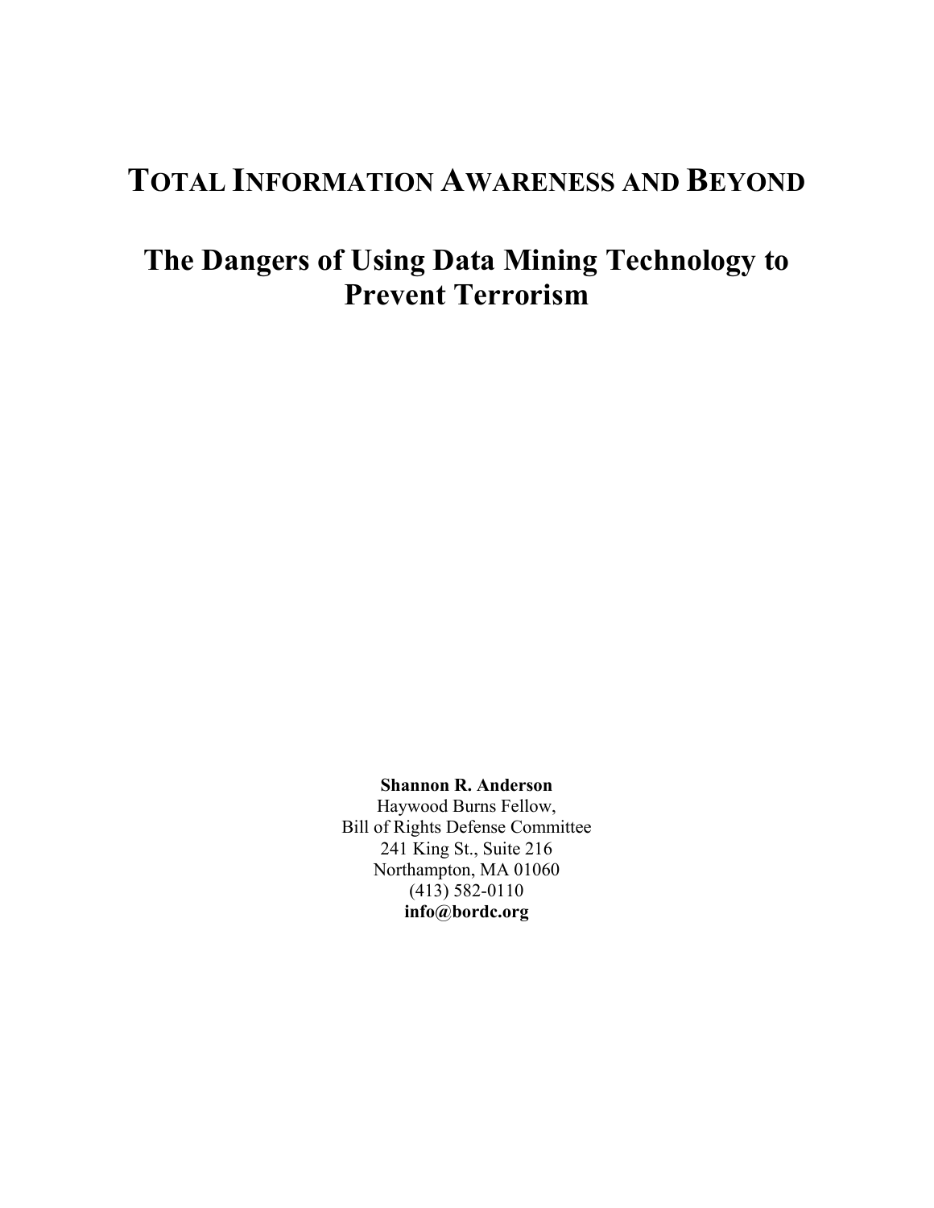# TOTAL INFORMATION AWARENESS AND BEYOND

## The Dangers of Using Data Mining Technology to Prevent Terrorism

**Shannon R. Anderson**
Haywood Burns Fellow,
Bill of Rights Defense Committee
241 King St., Suite 216
Northampton, MA 01060
(413) 582-0110
**info@bordc.org**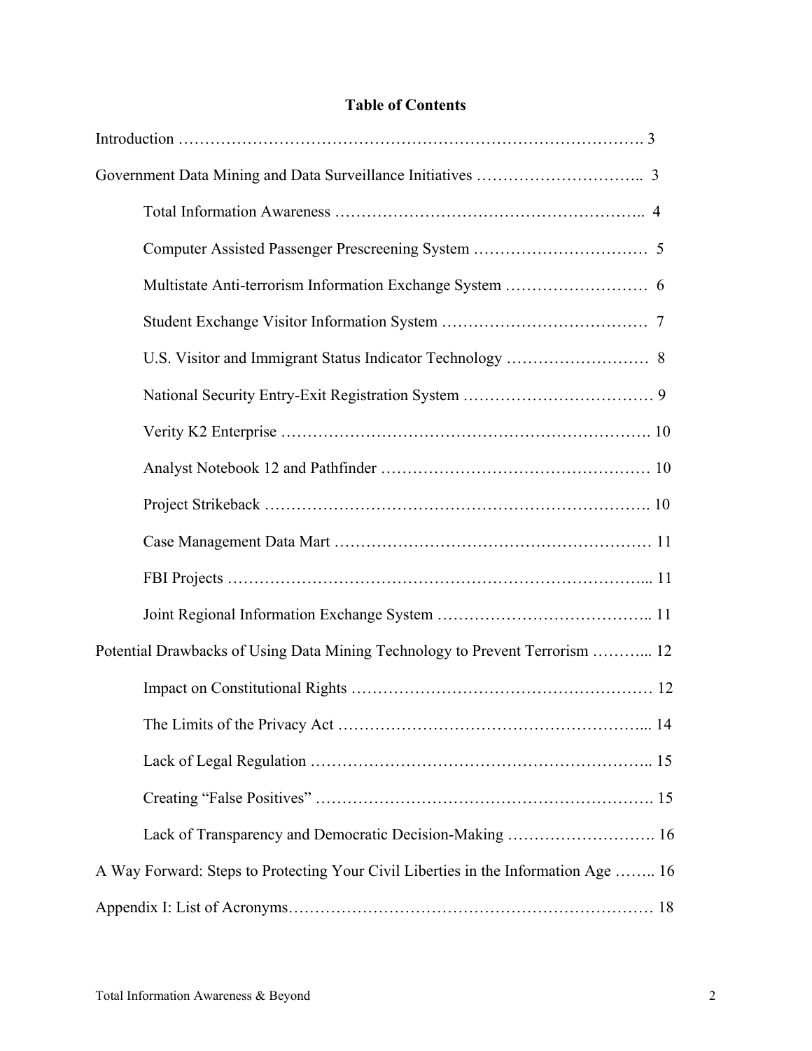## Table of Contents

Introduction ………………………………………………………………………………. 3

Government Data Mining and Data Surveillance Initiatives ………………………….. 3

- Total Information Awareness ……………………………………………….. 4
- Computer Assisted Passenger Prescreening System …………………………… 5
- Multistate Anti-terrorism Information Exchange System ……………………… 6
- Student Exchange Visitor Information System ………………………………… 7
- U.S. Visitor and Immigrant Status Indicator Technology ……………………… 8
- National Security Entry-Exit Registration System ……………………………… 9
- Verity K2 Enterprise ……………………………………………………………. 10
- Analyst Notebook 12 and Pathfinder …………………………………………… 10
- Project Strikeback ………………………………………………………………. 10
- Case Management Data Mart …………………………………………………… 11
- FBI Projects ……………………………………………………………………... 11
- Joint Regional Information Exchange System ………………………………….. 11

Potential Drawbacks of Using Data Mining Technology to Prevent Terrorism ………... 12

- Impact on Constitutional Rights ………………………………………………… 12
- The Limits of the Privacy Act …………………………………………………... 14
- Lack of Legal Regulation ……………………………………………………….. 15
- Creating "False Positives" ………………………………………………………. 15
- Lack of Transparency and Democratic Decision-Making ………………………. 16

A Way Forward: Steps to Protecting Your Civil Liberties in the Information Age …….. 16

Appendix I: List of Acronyms…………………………………………………………… 18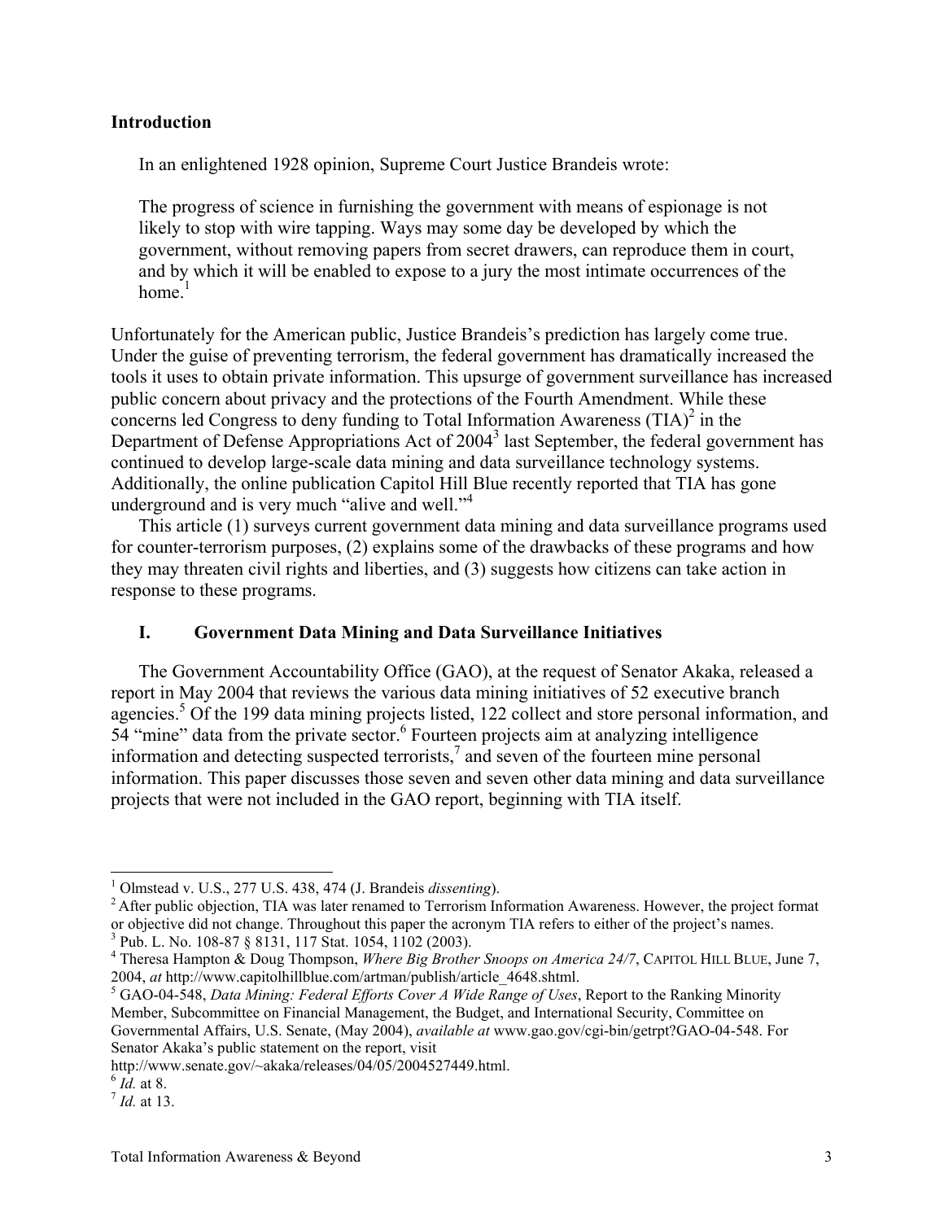## Introduction

In an enlightened 1928 opinion, Supreme Court Justice Brandeis wrote:

> The progress of science in furnishing the government with means of espionage is not likely to stop with wire tapping. Ways may some day be developed by which the government, without removing papers from secret drawers, can reproduce them in court, and by which it will be enabled to expose to a jury the most intimate occurrences of the home.[1]

Unfortunately for the American public, Justice Brandeis's prediction has largely come true. Under the guise of preventing terrorism, the federal government has dramatically increased the tools it uses to obtain private information. This upsurge of government surveillance has increased public concern about privacy and the protections of the Fourth Amendment. While these concerns led Congress to deny funding to Total Information Awareness (TIA)[2] in the Department of Defense Appropriations Act of 2004[3] last September, the federal government has continued to develop large-scale data mining and data surveillance technology systems. Additionally, the online publication Capitol Hill Blue recently reported that TIA has gone underground and is very much "alive and well."[4]

This article (1) surveys current government data mining and data surveillance programs used for counter-terrorism purposes, (2) explains some of the drawbacks of these programs and how they may threaten civil rights and liberties, and (3) suggests how citizens can take action in response to these programs.

### I. Government Data Mining and Data Surveillance Initiatives

The Government Accountability Office (GAO), at the request of Senator Akaka, released a report in May 2004 that reviews the various data mining initiatives of 52 executive branch agencies.[5] Of the 199 data mining projects listed, 122 collect and store personal information, and 54 "mine" data from the private sector.[6] Fourteen projects aim at analyzing intelligence information and detecting suspected terrorists,[7] and seven of the fourteen mine personal information. This paper discusses those seven and seven other data mining and data surveillance projects that were not included in the GAO report, beginning with TIA itself.

---

[1] Olmstead v. U.S., 277 U.S. 438, 474 (J. Brandeis *dissenting*).

[2] After public objection, TIA was later renamed to Terrorism Information Awareness. However, the project format or objective did not change. Throughout this paper the acronym TIA refers to either of the project's names.

[3] Pub. L. No. 108-87 § 8131, 117 Stat. 1054, 1102 (2003).

[4] Theresa Hampton & Doug Thompson, *Where Big Brother Snoops on America 24/7*, CAPITOL HILL BLUE, June 7, 2004, *at* http://www.capitolhillblue.com/artman/publish/article_4648.shtml.

[5] GAO-04-548, *Data Mining: Federal Efforts Cover A Wide Range of Uses*, Report to the Ranking Minority Member, Subcommittee on Financial Management, the Budget, and International Security, Committee on Governmental Affairs, U.S. Senate, (May 2004), *available at* www.gao.gov/cgi-bin/getrpt?GAO-04-548. For Senator Akaka's public statement on the report, visit http://www.senate.gov/~akaka/releases/04/05/2004527449.html.

[6] *Id.* at 8.

[7] *Id.* at 13.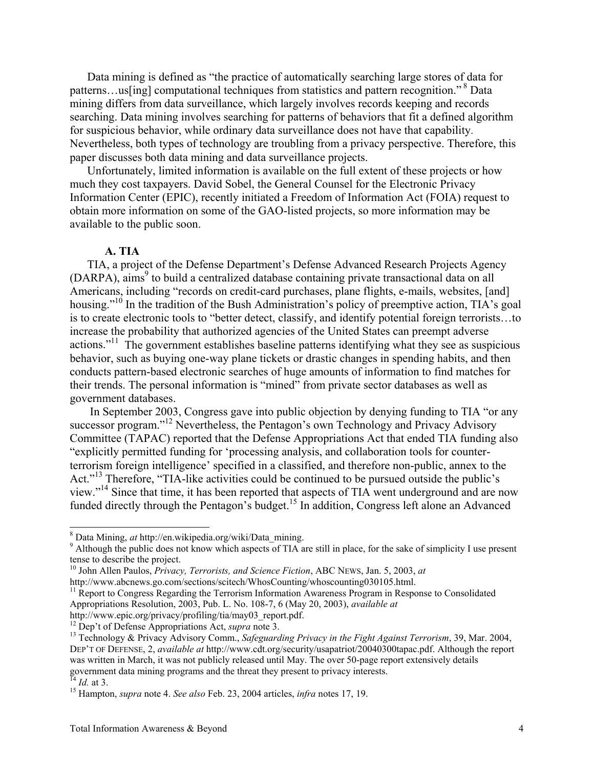Data mining is defined as "the practice of automatically searching large stores of data for patterns…us[ing] computational techniques from statistics and pattern recognition." [8] Data mining differs from data surveillance, which largely involves records keeping and records searching. Data mining involves searching for patterns of behaviors that fit a defined algorithm for suspicious behavior, while ordinary data surveillance does not have that capability. Nevertheless, both types of technology are troubling from a privacy perspective. Therefore, this paper discusses both data mining and data surveillance projects.

Unfortunately, limited information is available on the full extent of these projects or how much they cost taxpayers. David Sobel, the General Counsel for the Electronic Privacy Information Center (EPIC), recently initiated a Freedom of Information Act (FOIA) request to obtain more information on some of the GAO-listed projects, so more information may be available to the public soon.

### A. TIA

TIA, a project of the Defense Department's Defense Advanced Research Projects Agency (DARPA), aims[9] to build a centralized database containing private transactional data on all Americans, including "records on credit-card purchases, plane flights, e-mails, websites, [and] housing."[10] In the tradition of the Bush Administration's policy of preemptive action, TIA's goal is to create electronic tools to "better detect, classify, and identify potential foreign terrorists…to increase the probability that authorized agencies of the United States can preempt adverse actions."[11] The government establishes baseline patterns identifying what they see as suspicious behavior, such as buying one-way plane tickets or drastic changes in spending habits, and then conducts pattern-based electronic searches of huge amounts of information to find matches for their trends. The personal information is "mined" from private sector databases as well as government databases.

In September 2003, Congress gave into public objection by denying funding to TIA "or any successor program."[12] Nevertheless, the Pentagon's own Technology and Privacy Advisory Committee (TAPAC) reported that the Defense Appropriations Act that ended TIA funding also "explicitly permitted funding for 'processing analysis, and collaboration tools for counter-terrorism foreign intelligence' specified in a classified, and therefore non-public, annex to the Act."[13] Therefore, "TIA-like activities could be continued to be pursued outside the public's view."[14] Since that time, it has been reported that aspects of TIA went underground and are now funded directly through the Pentagon's budget.[15] In addition, Congress left alone an Advanced

---

[8] Data Mining, *at* http://en.wikipedia.org/wiki/Data_mining.

[9] Although the public does not know which aspects of TIA are still in place, for the sake of simplicity I use present tense to describe the project.

[10] John Allen Paulos, *Privacy, Terrorists, and Science Fiction*, ABC NEWS, Jan. 5, 2003, *at* http://www.abcnews.go.com/sections/scitech/WhosCounting/whoscounting030105.html.

[11] Report to Congress Regarding the Terrorism Information Awareness Program in Response to Consolidated Appropriations Resolution, 2003, Pub. L. No. 108-7, 6 (May 20, 2003), *available at* http://www.epic.org/privacy/profiling/tia/may03_report.pdf.

[12] Dep't of Defense Appropriations Act, *supra* note 3.

[13] Technology & Privacy Advisory Comm., *Safeguarding Privacy in the Fight Against Terrorism*, 39, Mar. 2004, DEP'T OF DEFENSE, 2, *available at* http://www.cdt.org/security/usapatriot/20040300tapac.pdf. Although the report was written in March, it was not publicly released until May. The over 50-page report extensively details government data mining programs and the threat they present to privacy interests.

[14] *Id.* at 3.

[15] Hampton, *supra* note 4. *See also* Feb. 23, 2004 articles, *infra* notes 17, 19.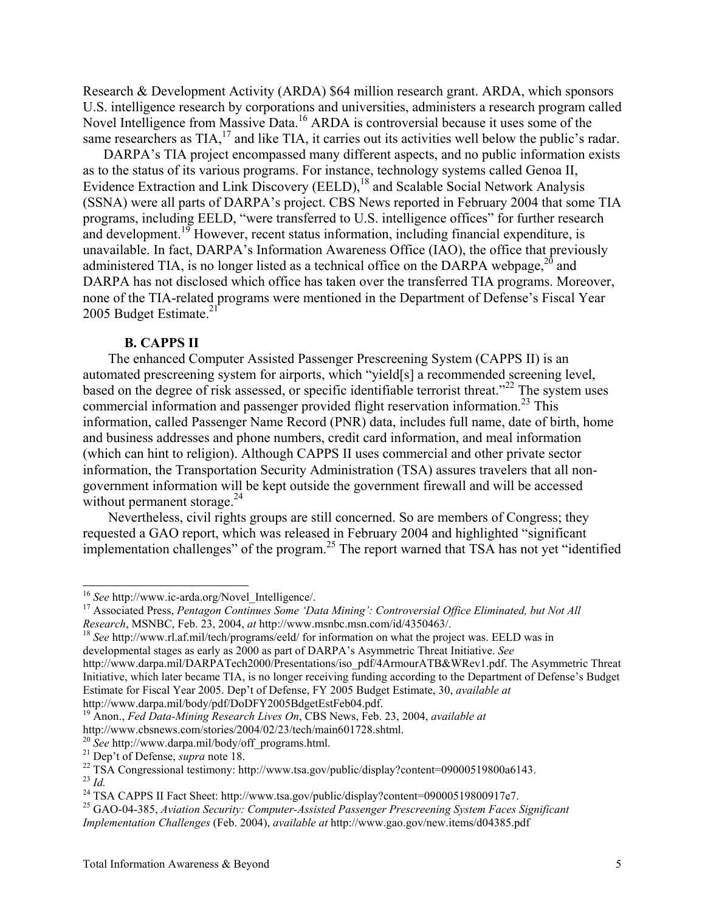Research & Development Activity (ARDA) $64 million research grant. ARDA, which sponsors U.S. intelligence research by corporations and universities, administers a research program called Novel Intelligence from Massive Data.[16] ARDA is controversial because it uses some of the same researchers as TIA,[17] and like TIA, it carries out its activities well below the public's radar.

DARPA's TIA project encompassed many different aspects, and no public information exists as to the status of its various programs. For instance, technology systems called Genoa II, Evidence Extraction and Link Discovery (EELD),[18] and Scalable Social Network Analysis (SSNA) were all parts of DARPA's project. CBS News reported in February 2004 that some TIA programs, including EELD, "were transferred to U.S. intelligence offices" for further research and development.[19] However, recent status information, including financial expenditure, is unavailable. In fact, DARPA's Information Awareness Office (IAO), the office that previously administered TIA, is no longer listed as a technical office on the DARPA webpage,[20] and DARPA has not disclosed which office has taken over the transferred TIA programs. Moreover, none of the TIA-related programs were mentioned in the Department of Defense's Fiscal Year 2005 Budget Estimate.[21]

### B. CAPPS II

The enhanced Computer Assisted Passenger Prescreening System (CAPPS II) is an automated prescreening system for airports, which "yield[s] a recommended screening level, based on the degree of risk assessed, or specific identifiable terrorist threat."[22] The system uses commercial information and passenger provided flight reservation information.[23] This information, called Passenger Name Record (PNR) data, includes full name, date of birth, home and business addresses and phone numbers, credit card information, and meal information (which can hint to religion). Although CAPPS II uses commercial and other private sector information, the Transportation Security Administration (TSA) assures travelers that all non-government information will be kept outside the government firewall and will be accessed without permanent storage.[24]

Nevertheless, civil rights groups are still concerned. So are members of Congress; they requested a GAO report, which was released in February 2004 and highlighted "significant implementation challenges" of the program.[25] The report warned that TSA has not yet "identified

---

[16] *See* http://www.ic-arda.org/Novel_Intelligence/.

[17] Associated Press, *Pentagon Continues Some 'Data Mining': Controversial Office Eliminated, but Not All Research*, MSNBC, Feb. 23, 2004, *at* http://www.msnbc.msn.com/id/4350463/.

[18] *See* http://www.rl.af.mil/tech/programs/eeld/ for information on what the project was. EELD was in developmental stages as early as 2000 as part of DARPA's Asymmetric Threat Initiative. *See* http://www.darpa.mil/DARPATech2000/Presentations/iso_pdf/4ArmourATB&WRev1.pdf. The Asymmetric Threat Initiative, which later became TIA, is no longer receiving funding according to the Department of Defense's Budget Estimate for Fiscal Year 2005. Dep't of Defense, FY 2005 Budget Estimate, 30, *available at* http://www.darpa.mil/body/pdf/DoDFY2005BdgetEstFeb04.pdf.

[19] Anon., *Fed Data-Mining Research Lives On*, CBS News, Feb. 23, 2004, *available at* http://www.cbsnews.com/stories/2004/02/23/tech/main601728.shtml.

[20] *See* http://www.darpa.mil/body/off_programs.html.

[21] Dep't of Defense, *supra* note 18.

[22] TSA Congressional testimony: http://www.tsa.gov/public/display?content=09000519800a6143.

[23] *Id.*

[24] TSA CAPPS II Fact Sheet: http://www.tsa.gov/public/display?content=09000519800917e7.

[25] GAO-04-385, *Aviation Security: Computer-Assisted Passenger Prescreening System Faces Significant Implementation Challenges* (Feb. 2004), *available at* http://www.gao.gov/new.items/d04385.pdf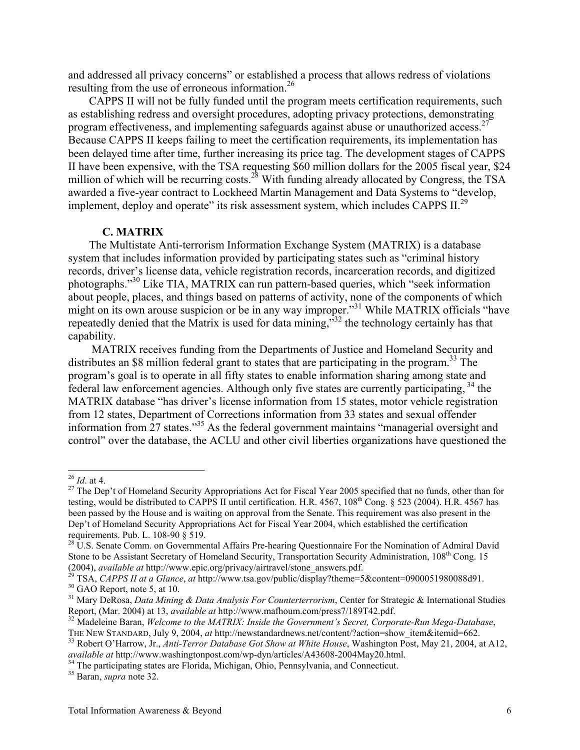and addressed all privacy concerns" or established a process that allows redress of violations resulting from the use of erroneous information.[26]

CAPPS II will not be fully funded until the program meets certification requirements, such as establishing redress and oversight procedures, adopting privacy protections, demonstrating program effectiveness, and implementing safeguards against abuse or unauthorized access.[27] Because CAPPS II keeps failing to meet the certification requirements, its implementation has been delayed time after time, further increasing its price tag. The development stages of CAPPS II have been expensive, with the TSA requesting $60 million dollars for the 2005 fiscal year, $24 million of which will be recurring costs.[28] With funding already allocated by Congress, the TSA awarded a five-year contract to Lockheed Martin Management and Data Systems to "develop, implement, deploy and operate" its risk assessment system, which includes CAPPS II.[29]

### C. MATRIX

The Multistate Anti-terrorism Information Exchange System (MATRIX) is a database system that includes information provided by participating states such as "criminal history records, driver's license data, vehicle registration records, incarceration records, and digitized photographs."[30] Like TIA, MATRIX can run pattern-based queries, which "seek information about people, places, and things based on patterns of activity, none of the components of which might on its own arouse suspicion or be in any way improper."[31] While MATRIX officials "have repeatedly denied that the Matrix is used for data mining,"[32] the technology certainly has that capability.

MATRIX receives funding from the Departments of Justice and Homeland Security and distributes an $8 million federal grant to states that are participating in the program.[33] The program's goal is to operate in all fifty states to enable information sharing among state and federal law enforcement agencies. Although only five states are currently participating,[34] the MATRIX database "has driver's license information from 15 states, motor vehicle registration from 12 states, Department of Corrections information from 33 states and sexual offender information from 27 states."[35] As the federal government maintains "managerial oversight and control" over the database, the ACLU and other civil liberties organizations have questioned the

---

[26] *Id*. at 4.

[27] The Dep't of Homeland Security Appropriations Act for Fiscal Year 2005 specified that no funds, other than for testing, would be distributed to CAPPS II until certification. H.R. 4567, 108th Cong. § 523 (2004). H.R. 4567 has been passed by the House and is waiting on approval from the Senate. This requirement was also present in the Dep't of Homeland Security Appropriations Act for Fiscal Year 2004, which established the certification requirements. Pub. L. 108-90 § 519.

[28] U.S. Senate Comm. on Governmental Affairs Pre-hearing Questionnaire For the Nomination of Admiral David Stone to be Assistant Secretary of Homeland Security, Transportation Security Administration, 108th Cong. 15 (2004), *available at* http://www.epic.org/privacy/airtravel/stone_answers.pdf.

[29] TSA, *CAPPS II at a Glance*, *at* http://www.tsa.gov/public/display?theme=5&content=0900051980088d91.

[30] GAO Report, note 5, at 10.

[31] Mary DeRosa, *Data Mining & Data Analysis For Counterterrorism*, Center for Strategic & International Studies Report, (Mar. 2004) at 13, *available at* http://www.mafhoum.com/press7/189T42.pdf.

[32] Madeleine Baran, *Welcome to the MATRIX: Inside the Government's Secret, Corporate-Run Mega-Database*, THE NEW STANDARD, July 9, 2004, *at* http://newstandardnews.net/content/?action=show_item&itemid=662.

[33] Robert O'Harrow, Jr., *Anti-Terror Database Got Show at White House*, Washington Post, May 21, 2004, at A12, *available at* http://www.washingtonpost.com/wp-dyn/articles/A43608-2004May20.html.

[34] The participating states are Florida, Michigan, Ohio, Pennsylvania, and Connecticut.

[35] Baran, *supra* note 32.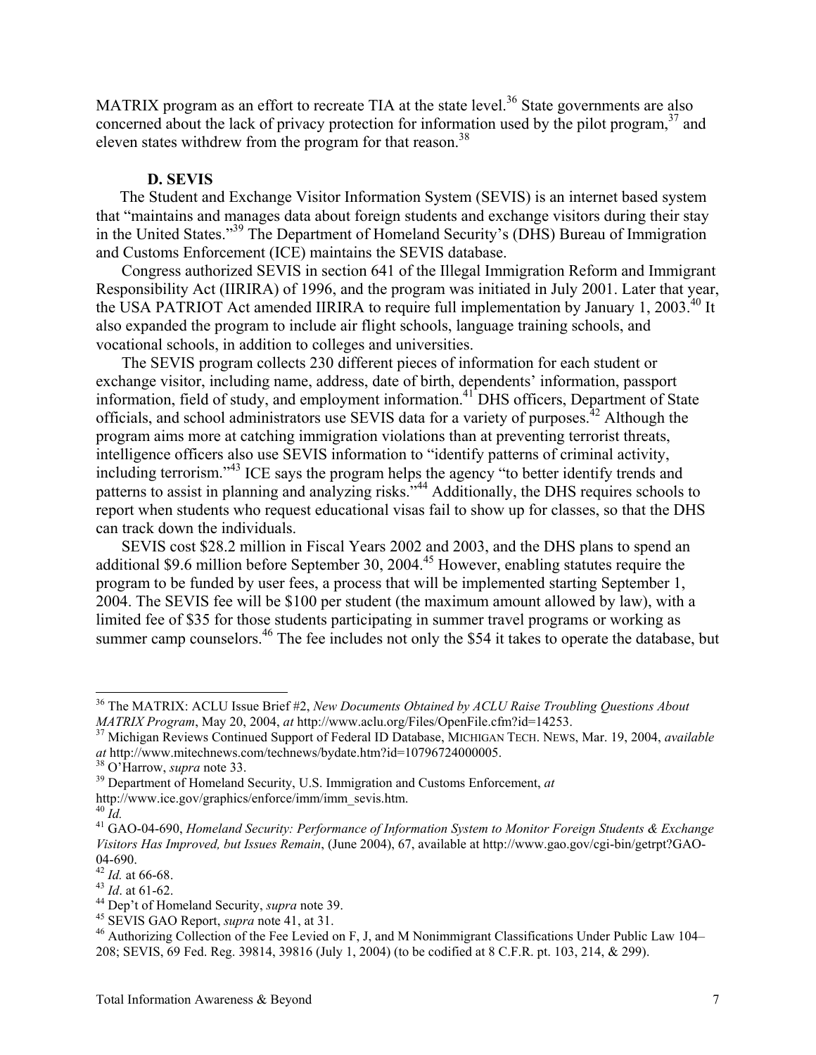MATRIX program as an effort to recreate TIA at the state level.[36] State governments are also concerned about the lack of privacy protection for information used by the pilot program,[37] and eleven states withdrew from the program for that reason.[38]

### D. SEVIS

The Student and Exchange Visitor Information System (SEVIS) is an internet based system that "maintains and manages data about foreign students and exchange visitors during their stay in the United States."[39] The Department of Homeland Security's (DHS) Bureau of Immigration and Customs Enforcement (ICE) maintains the SEVIS database.

Congress authorized SEVIS in section 641 of the Illegal Immigration Reform and Immigrant Responsibility Act (IIRIRA) of 1996, and the program was initiated in July 2001. Later that year, the USA PATRIOT Act amended IIRIRA to require full implementation by January 1, 2003.[40] It also expanded the program to include air flight schools, language training schools, and vocational schools, in addition to colleges and universities.

The SEVIS program collects 230 different pieces of information for each student or exchange visitor, including name, address, date of birth, dependents' information, passport information, field of study, and employment information.[41] DHS officers, Department of State officials, and school administrators use SEVIS data for a variety of purposes.[42] Although the program aims more at catching immigration violations than at preventing terrorist threats, intelligence officers also use SEVIS information to "identify patterns of criminal activity, including terrorism."[43] ICE says the program helps the agency "to better identify trends and patterns to assist in planning and analyzing risks."[44] Additionally, the DHS requires schools to report when students who request educational visas fail to show up for classes, so that the DHS can track down the individuals.

SEVIS cost $28.2 million in Fiscal Years 2002 and 2003, and the DHS plans to spend an additional $9.6 million before September 30, 2004.[45] However, enabling statutes require the program to be funded by user fees, a process that will be implemented starting September 1, 2004. The SEVIS fee will be $100 per student (the maximum amount allowed by law), with a limited fee of $35 for those students participating in summer travel programs or working as summer camp counselors.[46] The fee includes not only the $54 it takes to operate the database, but

---

[36] The MATRIX: ACLU Issue Brief #2, *New Documents Obtained by ACLU Raise Troubling Questions About MATRIX Program*, May 20, 2004, *at* http://www.aclu.org/Files/OpenFile.cfm?id=14253.

[37] Michigan Reviews Continued Support of Federal ID Database, MICHIGAN TECH. NEWS, Mar. 19, 2004, *available at* http://www.mitechnews.com/technews/bydate.htm?id=10796724000005.

[38] O'Harrow, *supra* note 33.

[39] Department of Homeland Security, U.S. Immigration and Customs Enforcement, *at* http://www.ice.gov/graphics/enforce/imm/imm_sevis.htm.

[40] *Id.*

[41] GAO-04-690, *Homeland Security: Performance of Information System to Monitor Foreign Students & Exchange Visitors Has Improved, but Issues Remain*, (June 2004), 67, available at http://www.gao.gov/cgi-bin/getrpt?GAO-04-690.

[42] *Id.* at 66-68.

[43] *Id*. at 61-62.

[44] Dep't of Homeland Security, *supra* note 39.

[45] SEVIS GAO Report, *supra* note 41, at 31.

[46] Authorizing Collection of the Fee Levied on F, J, and M Nonimmigrant Classifications Under Public Law 104–208; SEVIS, 69 Fed. Reg. 39814, 39816 (July 1, 2004) (to be codified at 8 C.F.R. pt. 103, 214, & 299).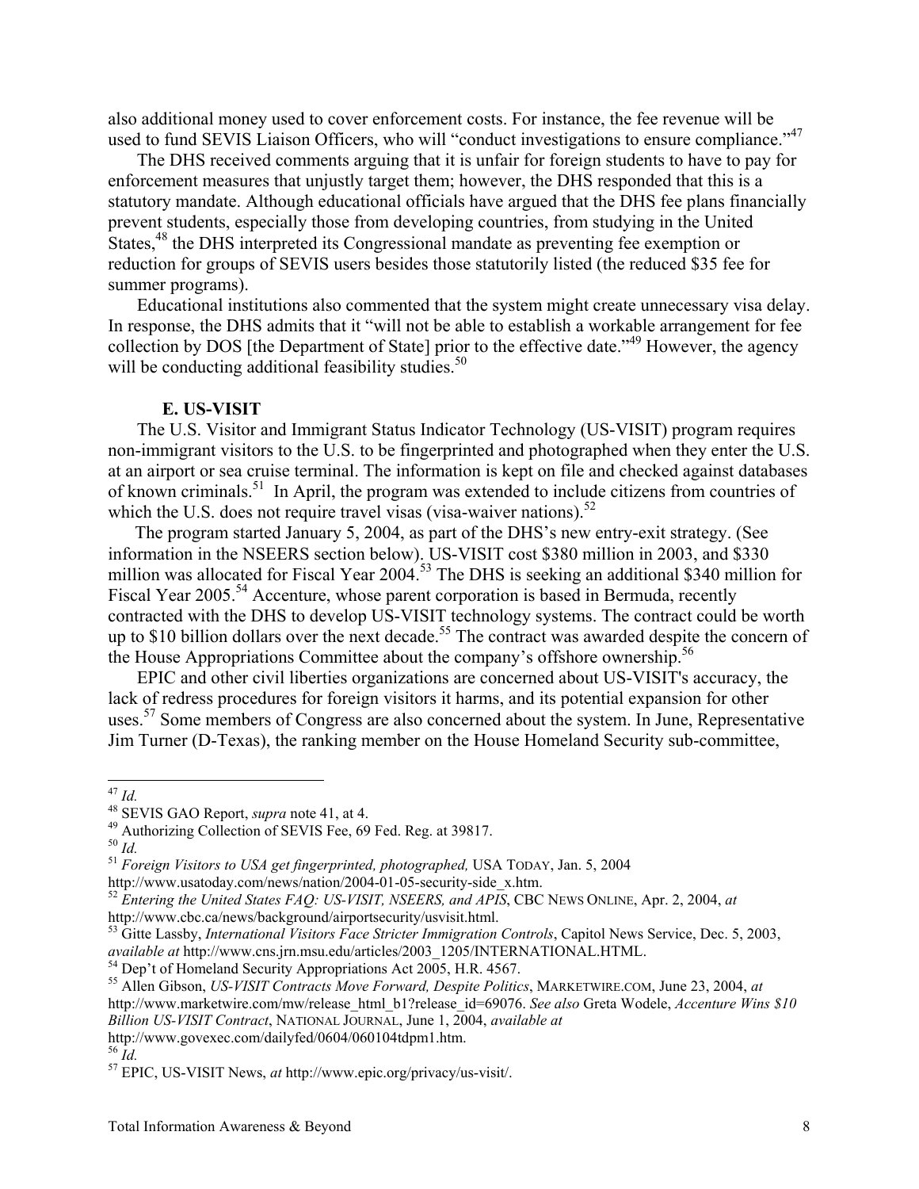also additional money used to cover enforcement costs. For instance, the fee revenue will be used to fund SEVIS Liaison Officers, who will "conduct investigations to ensure compliance."[47]

The DHS received comments arguing that it is unfair for foreign students to have to pay for enforcement measures that unjustly target them; however, the DHS responded that this is a statutory mandate. Although educational officials have argued that the DHS fee plans financially prevent students, especially those from developing countries, from studying in the United States,[48] the DHS interpreted its Congressional mandate as preventing fee exemption or reduction for groups of SEVIS users besides those statutorily listed (the reduced $35 fee for summer programs).

Educational institutions also commented that the system might create unnecessary visa delay. In response, the DHS admits that it "will not be able to establish a workable arrangement for fee collection by DOS [the Department of State] prior to the effective date."[49] However, the agency will be conducting additional feasibility studies.[50]

### E. US-VISIT

The U.S. Visitor and Immigrant Status Indicator Technology (US-VISIT) program requires non-immigrant visitors to the U.S. to be fingerprinted and photographed when they enter the U.S. at an airport or sea cruise terminal. The information is kept on file and checked against databases of known criminals.[51] In April, the program was extended to include citizens from countries of which the U.S. does not require travel visas (visa-waiver nations).[52]

The program started January 5, 2004, as part of the DHS's new entry-exit strategy. (See information in the NSEERS section below). US-VISIT cost $380 million in 2003, and $330 million was allocated for Fiscal Year 2004.[53] The DHS is seeking an additional $340 million for Fiscal Year 2005.[54] Accenture, whose parent corporation is based in Bermuda, recently contracted with the DHS to develop US-VISIT technology systems. The contract could be worth up to $10 billion dollars over the next decade.[55] The contract was awarded despite the concern of the House Appropriations Committee about the company's offshore ownership.[56]

EPIC and other civil liberties organizations are concerned about US-VISIT's accuracy, the lack of redress procedures for foreign visitors it harms, and its potential expansion for other uses.[57] Some members of Congress are also concerned about the system. In June, Representative Jim Turner (D-Texas), the ranking member on the House Homeland Security sub-committee,

---

[47] *Id.*

[48] SEVIS GAO Report, *supra* note 41, at 4.

[49] Authorizing Collection of SEVIS Fee, 69 Fed. Reg. at 39817.

[50] *Id.*

[51] *Foreign Visitors to USA get fingerprinted, photographed,* USA TODAY, Jan. 5, 2004 http://www.usatoday.com/news/nation/2004-01-05-security-side_x.htm.

[52] *Entering the United States FAQ: US-VISIT, NSEERS, and APIS*, CBC NEWS ONLINE, Apr. 2, 2004, *at* http://www.cbc.ca/news/background/airportsecurity/usvisit.html.

[53] Gitte Lassby, *International Visitors Face Stricter Immigration Controls*, Capitol News Service, Dec. 5, 2003, *available at* http://www.cns.jrn.msu.edu/articles/2003_1205/INTERNATIONAL.HTML.

[54] Dep't of Homeland Security Appropriations Act 2005, H.R. 4567.

[55] Allen Gibson, *US-VISIT Contracts Move Forward, Despite Politics*, MARKETWIRE.COM, June 23, 2004, *at* http://www.marketwire.com/mw/release_html_b1?release_id=69076. *See also* Greta Wodele, *Accenture Wins $10 Billion US-VISIT Contract*, NATIONAL JOURNAL, June 1, 2004, *available at* http://www.govexec.com/dailyfed/0604/060104tdpm1.htm.

[56] *Id.*

[57] EPIC, US-VISIT News, *at* http://www.epic.org/privacy/us-visit/.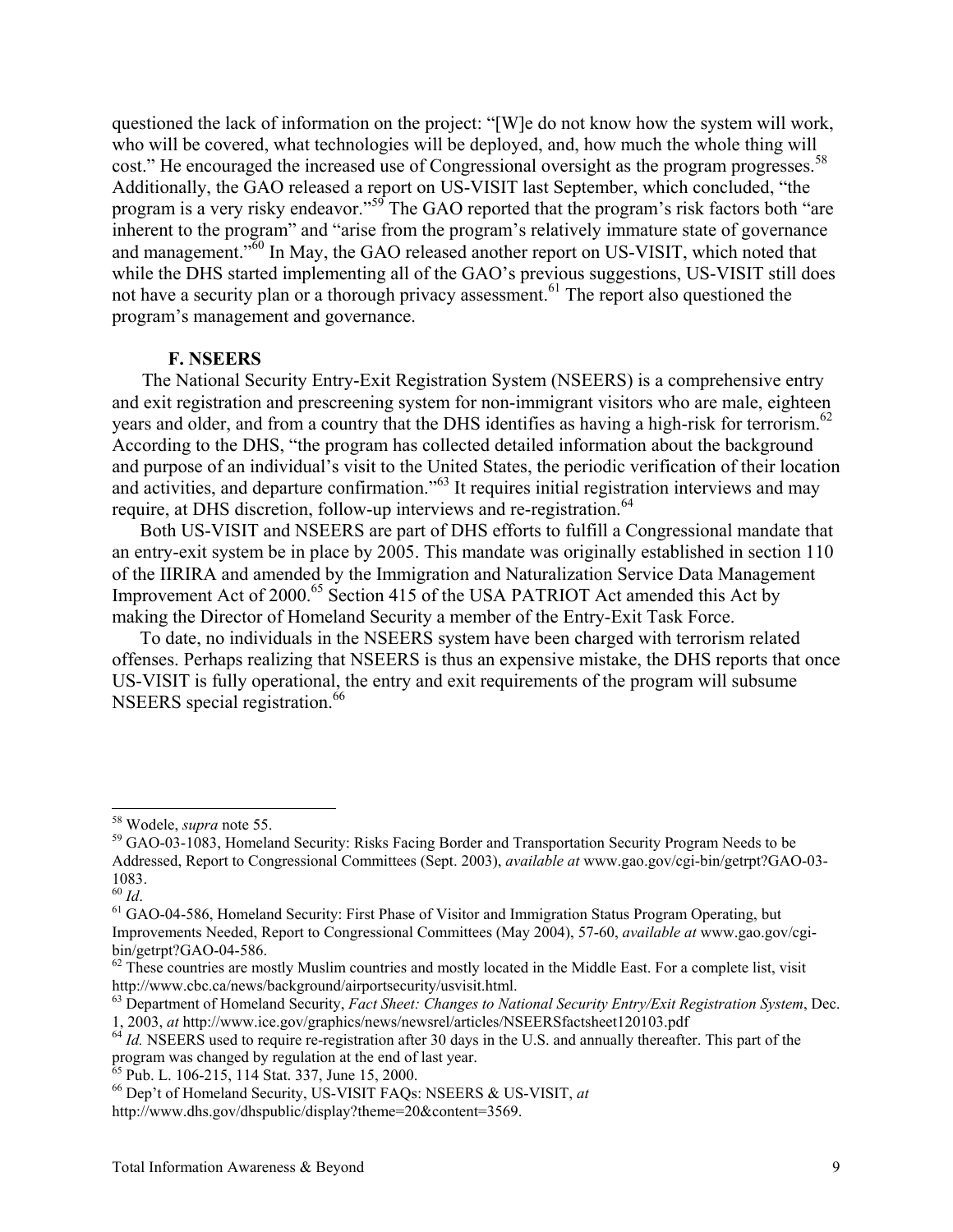questioned the lack of information on the project: "[W]e do not know how the system will work, who will be covered, what technologies will be deployed, and, how much the whole thing will cost." He encouraged the increased use of Congressional oversight as the program progresses.[58] Additionally, the GAO released a report on US-VISIT last September, which concluded, "the program is a very risky endeavor."[59] The GAO reported that the program's risk factors both "are inherent to the program" and "arise from the program's relatively immature state of governance and management."[60] In May, the GAO released another report on US-VISIT, which noted that while the DHS started implementing all of the GAO's previous suggestions, US-VISIT still does not have a security plan or a thorough privacy assessment.[61] The report also questioned the program's management and governance.

### F. NSEERS

The National Security Entry-Exit Registration System (NSEERS) is a comprehensive entry and exit registration and prescreening system for non-immigrant visitors who are male, eighteen years and older, and from a country that the DHS identifies as having a high-risk for terrorism.[62] According to the DHS, "the program has collected detailed information about the background and purpose of an individual's visit to the United States, the periodic verification of their location and activities, and departure confirmation."[63] It requires initial registration interviews and may require, at DHS discretion, follow-up interviews and re-registration.[64]

Both US-VISIT and NSEERS are part of DHS efforts to fulfill a Congressional mandate that an entry-exit system be in place by 2005. This mandate was originally established in section 110 of the IIRIRA and amended by the Immigration and Naturalization Service Data Management Improvement Act of 2000.[65] Section 415 of the USA PATRIOT Act amended this Act by making the Director of Homeland Security a member of the Entry-Exit Task Force.

To date, no individuals in the NSEERS system have been charged with terrorism related offenses. Perhaps realizing that NSEERS is thus an expensive mistake, the DHS reports that once US-VISIT is fully operational, the entry and exit requirements of the program will subsume NSEERS special registration.[66]

---

[58] Wodele, *supra* note 55.

[59] GAO-03-1083, Homeland Security: Risks Facing Border and Transportation Security Program Needs to be Addressed, Report to Congressional Committees (Sept. 2003), *available at* www.gao.gov/cgi-bin/getrpt?GAO-03-1083.

[60] *Id*.

[61] GAO-04-586, Homeland Security: First Phase of Visitor and Immigration Status Program Operating, but Improvements Needed, Report to Congressional Committees (May 2004), 57-60, *available at* www.gao.gov/cgi-bin/getrpt?GAO-04-586.

[62] These countries are mostly Muslim countries and mostly located in the Middle East. For a complete list, visit http://www.cbc.ca/news/background/airportsecurity/usvisit.html.

[63] Department of Homeland Security, *Fact Sheet: Changes to National Security Entry/Exit Registration System*, Dec. 1, 2003, *at* http://www.ice.gov/graphics/news/newsrel/articles/NSEERSfactsheet120103.pdf

[64] *Id.* NSEERS used to require re-registration after 30 days in the U.S. and annually thereafter. This part of the program was changed by regulation at the end of last year.

[65] Pub. L. 106-215, 114 Stat. 337, June 15, 2000.

[66] Dep't of Homeland Security, US-VISIT FAQs: NSEERS & US-VISIT, *at* http://www.dhs.gov/dhspublic/display?theme=20&content=3569.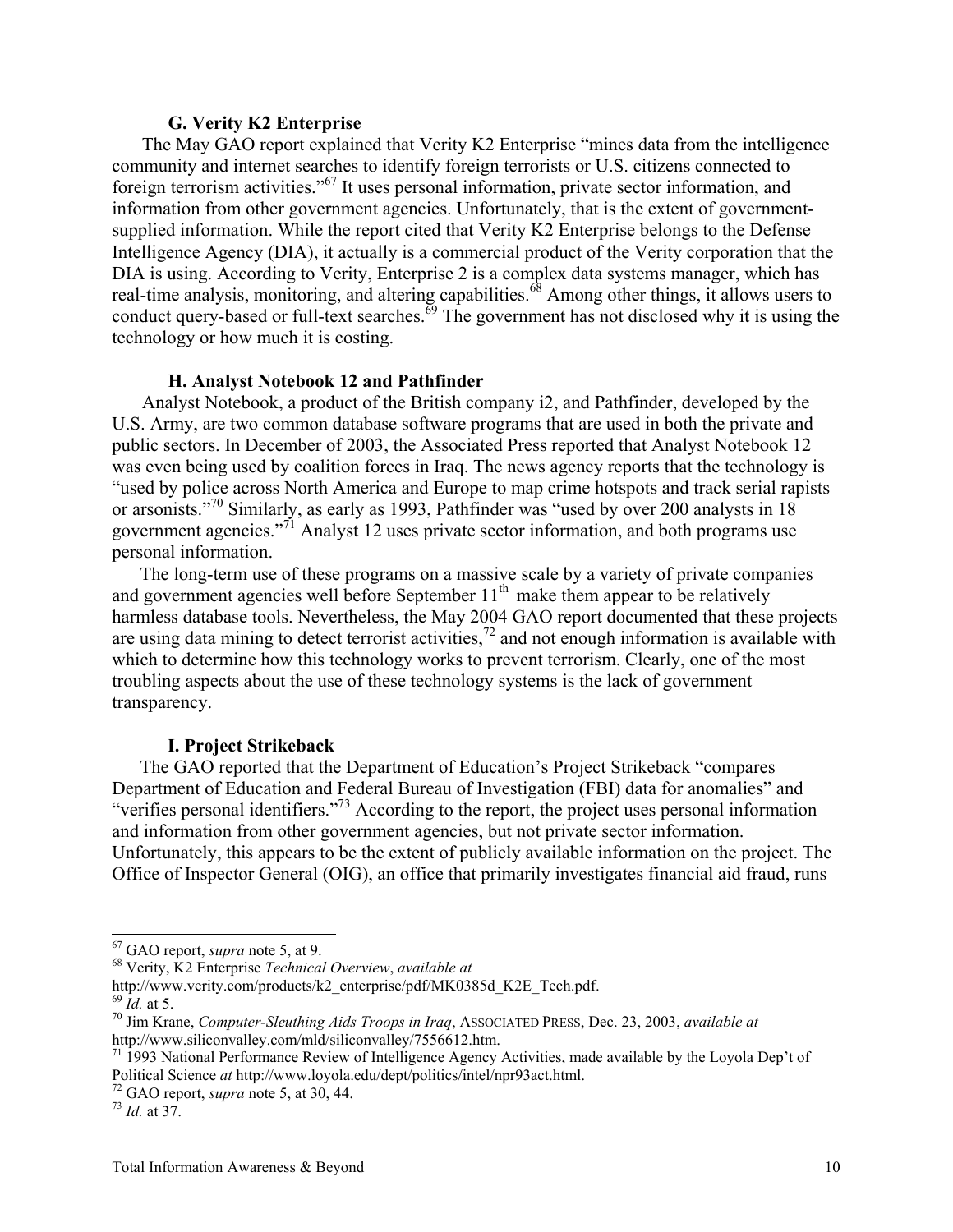### G. Verity K2 Enterprise

The May GAO report explained that Verity K2 Enterprise "mines data from the intelligence community and internet searches to identify foreign terrorists or U.S. citizens connected to foreign terrorism activities."[67] It uses personal information, private sector information, and information from other government agencies. Unfortunately, that is the extent of government-supplied information. While the report cited that Verity K2 Enterprise belongs to the Defense Intelligence Agency (DIA), it actually is a commercial product of the Verity corporation that the DIA is using. According to Verity, Enterprise 2 is a complex data systems manager, which has real-time analysis, monitoring, and altering capabilities.[68] Among other things, it allows users to conduct query-based or full-text searches.[69] The government has not disclosed why it is using the technology or how much it is costing.

### H. Analyst Notebook 12 and Pathfinder

Analyst Notebook, a product of the British company i2, and Pathfinder, developed by the U.S. Army, are two common database software programs that are used in both the private and public sectors. In December of 2003, the Associated Press reported that Analyst Notebook 12 was even being used by coalition forces in Iraq. The news agency reports that the technology is "used by police across North America and Europe to map crime hotspots and track serial rapists or arsonists."[70] Similarly, as early as 1993, Pathfinder was "used by over 200 analysts in 18 government agencies."[71] Analyst 12 uses private sector information, and both programs use personal information.

The long-term use of these programs on a massive scale by a variety of private companies and government agencies well before September 11th make them appear to be relatively harmless database tools. Nevertheless, the May 2004 GAO report documented that these projects are using data mining to detect terrorist activities,[72] and not enough information is available with which to determine how this technology works to prevent terrorism. Clearly, one of the most troubling aspects about the use of these technology systems is the lack of government transparency.

### I. Project Strikeback

The GAO reported that the Department of Education's Project Strikeback "compares Department of Education and Federal Bureau of Investigation (FBI) data for anomalies" and "verifies personal identifiers."[73] According to the report, the project uses personal information and information from other government agencies, but not private sector information. Unfortunately, this appears to be the extent of publicly available information on the project. The Office of Inspector General (OIG), an office that primarily investigates financial aid fraud, runs

---

[67] GAO report, *supra* note 5, at 9.

[68] Verity, K2 Enterprise *Technical Overview*, *available at* http://www.verity.com/products/k2_enterprise/pdf/MK0385d_K2E_Tech.pdf.

[69] *Id.* at 5.

[70] Jim Krane, *Computer-Sleuthing Aids Troops in Iraq*, ASSOCIATED PRESS, Dec. 23, 2003, *available at* http://www.siliconvalley.com/mld/siliconvalley/7556612.htm.

[71] 1993 National Performance Review of Intelligence Agency Activities, made available by the Loyola Dep't of Political Science *at* http://www.loyola.edu/dept/politics/intel/npr93act.html.

[72] GAO report, *supra* note 5, at 30, 44.

[73] *Id.* at 37.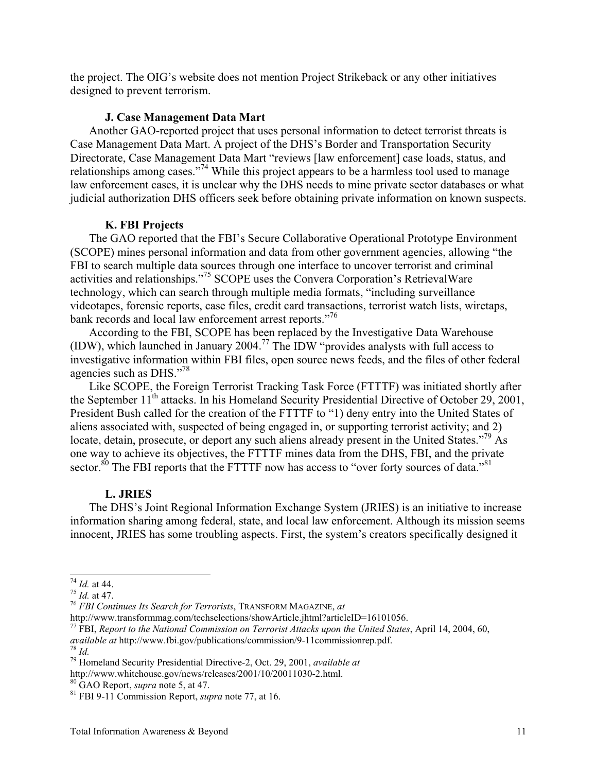the project. The OIG's website does not mention Project Strikeback or any other initiatives designed to prevent terrorism.

### J. Case Management Data Mart

Another GAO-reported project that uses personal information to detect terrorist threats is Case Management Data Mart. A project of the DHS's Border and Transportation Security Directorate, Case Management Data Mart "reviews [law enforcement] case loads, status, and relationships among cases."[74] While this project appears to be a harmless tool used to manage law enforcement cases, it is unclear why the DHS needs to mine private sector databases or what judicial authorization DHS officers seek before obtaining private information on known suspects.

### K. FBI Projects

The GAO reported that the FBI's Secure Collaborative Operational Prototype Environment (SCOPE) mines personal information and data from other government agencies, allowing "the FBI to search multiple data sources through one interface to uncover terrorist and criminal activities and relationships."[75] SCOPE uses the Convera Corporation's RetrievalWare technology, which can search through multiple media formats, "including surveillance videotapes, forensic reports, case files, credit card transactions, terrorist watch lists, wiretaps, bank records and local law enforcement arrest reports."[76]

According to the FBI, SCOPE has been replaced by the Investigative Data Warehouse (IDW), which launched in January 2004.[77] The IDW "provides analysts with full access to investigative information within FBI files, open source news feeds, and the files of other federal agencies such as DHS."[78]

Like SCOPE, the Foreign Terrorist Tracking Task Force (FTTTF) was initiated shortly after the September 11th attacks. In his Homeland Security Presidential Directive of October 29, 2001, President Bush called for the creation of the FTTTF to "1) deny entry into the United States of aliens associated with, suspected of being engaged in, or supporting terrorist activity; and 2) locate, detain, prosecute, or deport any such aliens already present in the United States."[79] As one way to achieve its objectives, the FTTTF mines data from the DHS, FBI, and the private sector.[80] The FBI reports that the FTTTF now has access to "over forty sources of data."[81]

### L. JRIES

The DHS's Joint Regional Information Exchange System (JRIES) is an initiative to increase information sharing among federal, state, and local law enforcement. Although its mission seems innocent, JRIES has some troubling aspects. First, the system's creators specifically designed it

---

[74] *Id.* at 44.

[75] *Id.* at 47.

[76] *FBI Continues Its Search for Terrorists*, TRANSFORM MAGAZINE, *at* http://www.transformmag.com/techselections/showArticle.jhtml?articleID=16101056.

[77] FBI, *Report to the National Commission on Terrorist Attacks upon the United States*, April 14, 2004, 60, *available at* http://www.fbi.gov/publications/commission/9-11commissionrep.pdf.

[78] *Id.*

[79] Homeland Security Presidential Directive-2, Oct. 29, 2001, *available at* http://www.whitehouse.gov/news/releases/2001/10/20011030-2.html.

[80] GAO Report, *supra* note 5, at 47.

[81] FBI 9-11 Commission Report, *supra* note 77, at 16.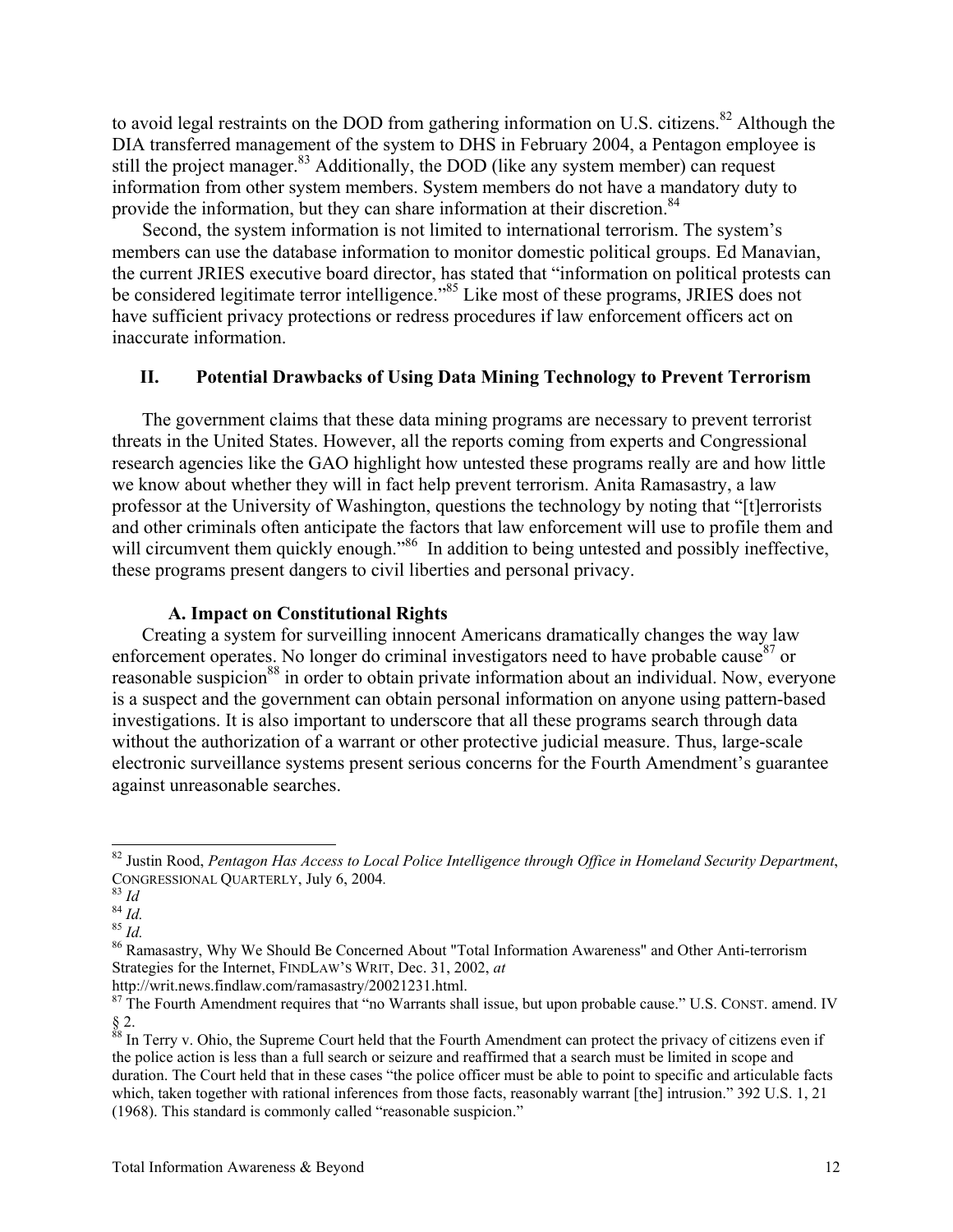to avoid legal restraints on the DOD from gathering information on U.S. citizens.[82] Although the DIA transferred management of the system to DHS in February 2004, a Pentagon employee is still the project manager.[83] Additionally, the DOD (like any system member) can request information from other system members. System members do not have a mandatory duty to provide the information, but they can share information at their discretion.[84]

Second, the system information is not limited to international terrorism. The system's members can use the database information to monitor domestic political groups. Ed Manavian, the current JRIES executive board director, has stated that "information on political protests can be considered legitimate terror intelligence."[85] Like most of these programs, JRIES does not have sufficient privacy protections or redress procedures if law enforcement officers act on inaccurate information.

## II. Potential Drawbacks of Using Data Mining Technology to Prevent Terrorism

The government claims that these data mining programs are necessary to prevent terrorist threats in the United States. However, all the reports coming from experts and Congressional research agencies like the GAO highlight how untested these programs really are and how little we know about whether they will in fact help prevent terrorism. Anita Ramasastry, a law professor at the University of Washington, questions the technology by noting that "[t]errorists and other criminals often anticipate the factors that law enforcement will use to profile them and will circumvent them quickly enough."[86] In addition to being untested and possibly ineffective, these programs present dangers to civil liberties and personal privacy.

### A. Impact on Constitutional Rights

Creating a system for surveilling innocent Americans dramatically changes the way law enforcement operates. No longer do criminal investigators need to have probable cause[87] or reasonable suspicion[88] in order to obtain private information about an individual. Now, everyone is a suspect and the government can obtain personal information on anyone using pattern-based investigations. It is also important to underscore that all these programs search through data without the authorization of a warrant or other protective judicial measure. Thus, large-scale electronic surveillance systems present serious concerns for the Fourth Amendment's guarantee against unreasonable searches.

---

[82] Justin Rood, *Pentagon Has Access to Local Police Intelligence through Office in Homeland Security Department*, CONGRESSIONAL QUARTERLY, July 6, 2004.

[83] *Id*

[84] *Id.*

[85] *Id.*

[86] Ramasastry, Why We Should Be Concerned About "Total Information Awareness" and Other Anti-terrorism Strategies for the Internet, FINDLAW'S WRIT, Dec. 31, 2002, *at* http://writ.news.findlaw.com/ramasastry/20021231.html.

[87] The Fourth Amendment requires that "no Warrants shall issue, but upon probable cause." U.S. CONST. amend. IV § 2.

[88] In Terry v. Ohio, the Supreme Court held that the Fourth Amendment can protect the privacy of citizens even if the police action is less than a full search or seizure and reaffirmed that a search must be limited in scope and duration. The Court held that in these cases "the police officer must be able to point to specific and articulable facts which, taken together with rational inferences from those facts, reasonably warrant [the] intrusion." 392 U.S. 1, 21 (1968). This standard is commonly called "reasonable suspicion."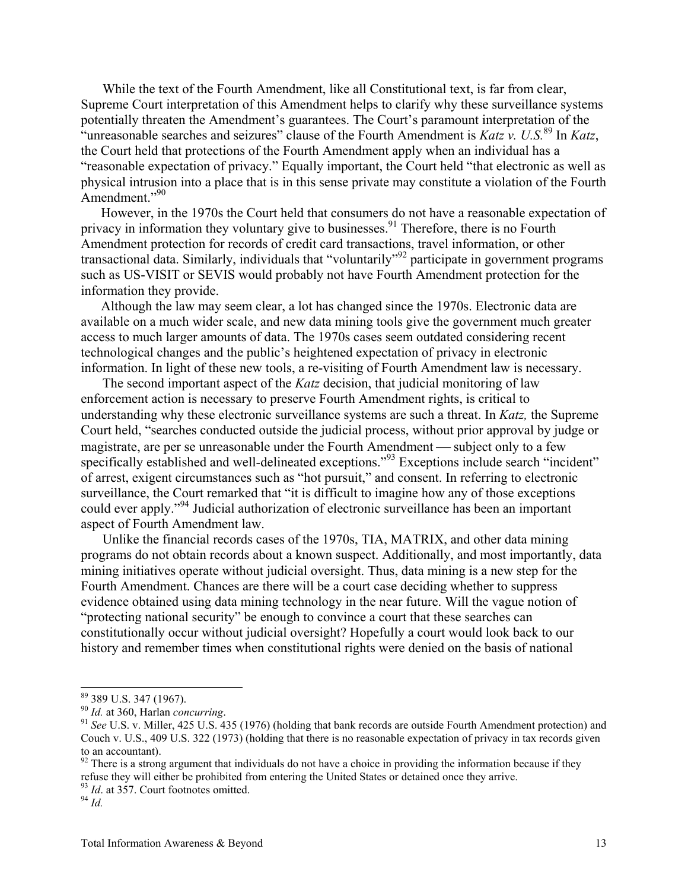While the text of the Fourth Amendment, like all Constitutional text, is far from clear, Supreme Court interpretation of this Amendment helps to clarify why these surveillance systems potentially threaten the Amendment's guarantees. The Court's paramount interpretation of the "unreasonable searches and seizures" clause of the Fourth Amendment is *Katz v. U.S.*[89] In *Katz*, the Court held that protections of the Fourth Amendment apply when an individual has a "reasonable expectation of privacy." Equally important, the Court held "that electronic as well as physical intrusion into a place that is in this sense private may constitute a violation of the Fourth Amendment."[90]

However, in the 1970s the Court held that consumers do not have a reasonable expectation of privacy in information they voluntary give to businesses.[91] Therefore, there is no Fourth Amendment protection for records of credit card transactions, travel information, or other transactional data. Similarly, individuals that "voluntarily"[92] participate in government programs such as US-VISIT or SEVIS would probably not have Fourth Amendment protection for the information they provide.

Although the law may seem clear, a lot has changed since the 1970s. Electronic data are available on a much wider scale, and new data mining tools give the government much greater access to much larger amounts of data. The 1970s cases seem outdated considering recent technological changes and the public's heightened expectation of privacy in electronic information. In light of these new tools, a re-visiting of Fourth Amendment law is necessary.

The second important aspect of the *Katz* decision, that judicial monitoring of law enforcement action is necessary to preserve Fourth Amendment rights, is critical to understanding why these electronic surveillance systems are such a threat. In *Katz,* the Supreme Court held, "searches conducted outside the judicial process, without prior approval by judge or magistrate, are per se unreasonable under the Fourth Amendment — subject only to a few specifically established and well-delineated exceptions."[93] Exceptions include search "incident" of arrest, exigent circumstances such as "hot pursuit," and consent. In referring to electronic surveillance, the Court remarked that "it is difficult to imagine how any of those exceptions could ever apply."[94] Judicial authorization of electronic surveillance has been an important aspect of Fourth Amendment law.

Unlike the financial records cases of the 1970s, TIA, MATRIX, and other data mining programs do not obtain records about a known suspect. Additionally, and most importantly, data mining initiatives operate without judicial oversight. Thus, data mining is a new step for the Fourth Amendment. Chances are there will be a court case deciding whether to suppress evidence obtained using data mining technology in the near future. Will the vague notion of "protecting national security" be enough to convince a court that these searches can constitutionally occur without judicial oversight? Hopefully a court would look back to our history and remember times when constitutional rights were denied on the basis of national

---

[89] 389 U.S. 347 (1967).

[90] *Id.* at 360, Harlan *concurring*.

[91] *See* U.S. v. Miller, 425 U.S. 435 (1976) (holding that bank records are outside Fourth Amendment protection) and Couch v. U.S., 409 U.S. 322 (1973) (holding that there is no reasonable expectation of privacy in tax records given to an accountant).

[92] There is a strong argument that individuals do not have a choice in providing the information because if they refuse they will either be prohibited from entering the United States or detained once they arrive.

[93] *Id*. at 357. Court footnotes omitted.

[94] *Id.*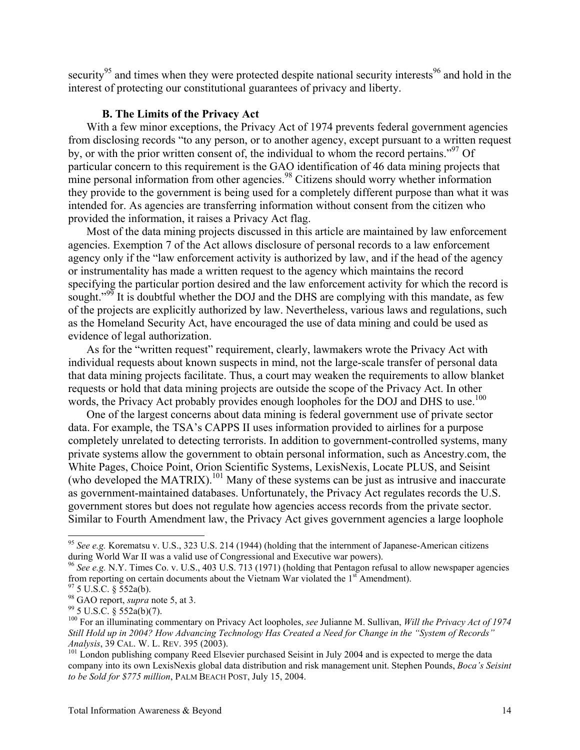security[95] and times when they were protected despite national security interests[96] and hold in the interest of protecting our constitutional guarantees of privacy and liberty.

### B. The Limits of the Privacy Act

With a few minor exceptions, the Privacy Act of 1974 prevents federal government agencies from disclosing records "to any person, or to another agency, except pursuant to a written request by, or with the prior written consent of, the individual to whom the record pertains."[97] Of particular concern to this requirement is the GAO identification of 46 data mining projects that mine personal information from other agencies.[98] Citizens should worry whether information they provide to the government is being used for a completely different purpose than what it was intended for. As agencies are transferring information without consent from the citizen who provided the information, it raises a Privacy Act flag.

Most of the data mining projects discussed in this article are maintained by law enforcement agencies. Exemption 7 of the Act allows disclosure of personal records to a law enforcement agency only if the "law enforcement activity is authorized by law, and if the head of the agency or instrumentality has made a written request to the agency which maintains the record specifying the particular portion desired and the law enforcement activity for which the record is sought."[99] It is doubtful whether the DOJ and the DHS are complying with this mandate, as few of the projects are explicitly authorized by law. Nevertheless, various laws and regulations, such as the Homeland Security Act, have encouraged the use of data mining and could be used as evidence of legal authorization.

As for the "written request" requirement, clearly, lawmakers wrote the Privacy Act with individual requests about known suspects in mind, not the large-scale transfer of personal data that data mining projects facilitate. Thus, a court may weaken the requirements to allow blanket requests or hold that data mining projects are outside the scope of the Privacy Act. In other words, the Privacy Act probably provides enough loopholes for the DOJ and DHS to use.[100]

One of the largest concerns about data mining is federal government use of private sector data. For example, the TSA's CAPPS II uses information provided to airlines for a purpose completely unrelated to detecting terrorists. In addition to government-controlled systems, many private systems allow the government to obtain personal information, such as Ancestry.com, the White Pages, Choice Point, Orion Scientific Systems, LexisNexis, Locate PLUS, and Seisint (who developed the MATRIX).[101] Many of these systems can be just as intrusive and inaccurate as government-maintained databases. Unfortunately, the Privacy Act regulates records the U.S. government stores but does not regulate how agencies access records from the private sector. Similar to Fourth Amendment law, the Privacy Act gives government agencies a large loophole

---

[95] *See e.g.* Korematsu v. U.S., 323 U.S. 214 (1944) (holding that the internment of Japanese-American citizens during World War II was a valid use of Congressional and Executive war powers).

[96] *See e.g.* N.Y. Times Co. v. U.S., 403 U.S. 713 (1971) (holding that Pentagon refusal to allow newspaper agencies from reporting on certain documents about the Vietnam War violated the 1st Amendment).

[97] 5 U.S.C. § 552a(b).

[98] GAO report, *supra* note 5, at 3.

[99] 5 U.S.C. § 552a(b)(7).

[100] For an illuminating commentary on Privacy Act loopholes, *see* Julianne M. Sullivan, *Will the Privacy Act of 1974 Still Hold up in 2004? How Advancing Technology Has Created a Need for Change in the "System of Records" Analysis*, 39 CAL. W. L. REV. 395 (2003).

[101] London publishing company Reed Elsevier purchased Seisint in July 2004 and is expected to merge the data company into its own LexisNexis global data distribution and risk management unit. Stephen Pounds, *Boca's Seisint to be Sold for $775 million*, PALM BEACH POST, July 15, 2004.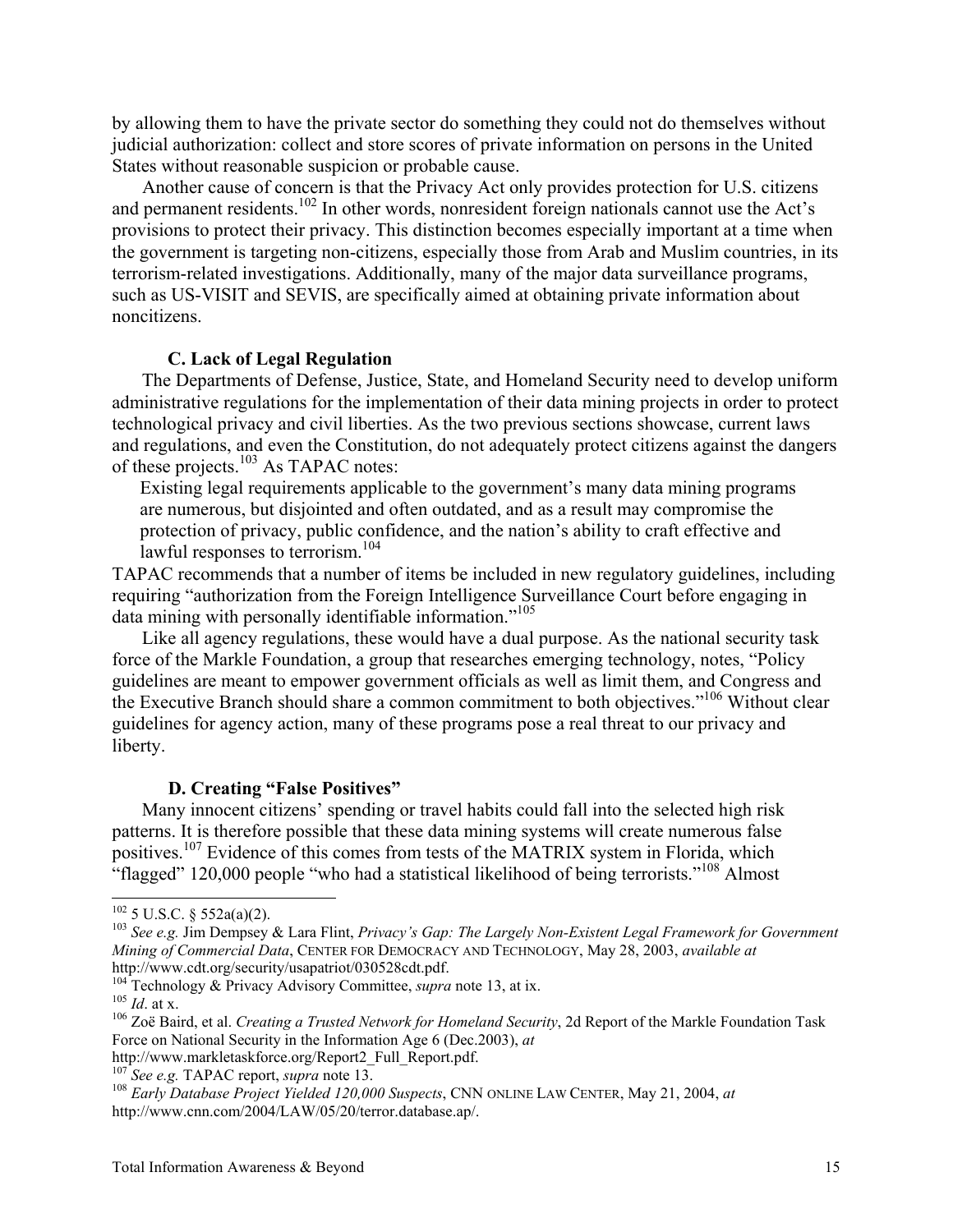by allowing them to have the private sector do something they could not do themselves without judicial authorization: collect and store scores of private information on persons in the United States without reasonable suspicion or probable cause.

Another cause of concern is that the Privacy Act only provides protection for U.S. citizens and permanent residents.[102] In other words, nonresident foreign nationals cannot use the Act's provisions to protect their privacy. This distinction becomes especially important at a time when the government is targeting non-citizens, especially those from Arab and Muslim countries, in its terrorism-related investigations. Additionally, many of the major data surveillance programs, such as US-VISIT and SEVIS, are specifically aimed at obtaining private information about noncitizens.

### C. Lack of Legal Regulation

The Departments of Defense, Justice, State, and Homeland Security need to develop uniform administrative regulations for the implementation of their data mining projects in order to protect technological privacy and civil liberties. As the two previous sections showcase, current laws and regulations, and even the Constitution, do not adequately protect citizens against the dangers of these projects.[103] As TAPAC notes:

> Existing legal requirements applicable to the government's many data mining programs are numerous, but disjointed and often outdated, and as a result may compromise the protection of privacy, public confidence, and the nation's ability to craft effective and lawful responses to terrorism.[104]

TAPAC recommends that a number of items be included in new regulatory guidelines, including requiring "authorization from the Foreign Intelligence Surveillance Court before engaging in data mining with personally identifiable information."[105]

Like all agency regulations, these would have a dual purpose. As the national security task force of the Markle Foundation, a group that researches emerging technology, notes, "Policy guidelines are meant to empower government officials as well as limit them, and Congress and the Executive Branch should share a common commitment to both objectives."[106] Without clear guidelines for agency action, many of these programs pose a real threat to our privacy and liberty.

### D. Creating "False Positives"

Many innocent citizens' spending or travel habits could fall into the selected high risk patterns. It is therefore possible that these data mining systems will create numerous false positives.[107] Evidence of this comes from tests of the MATRIX system in Florida, which "flagged" 120,000 people "who had a statistical likelihood of being terrorists."[108] Almost

---

[102] 5 U.S.C. § 552a(a)(2).

[103] *See e.g.* Jim Dempsey & Lara Flint, *Privacy's Gap: The Largely Non-Existent Legal Framework for Government Mining of Commercial Data*, CENTER FOR DEMOCRACY AND TECHNOLOGY, May 28, 2003, *available at* http://www.cdt.org/security/usapatriot/030528cdt.pdf.

[104] Technology & Privacy Advisory Committee, *supra* note 13, at ix.

[105] *Id*. at x.

[106] Zoë Baird, et al. *Creating a Trusted Network for Homeland Security*, 2d Report of the Markle Foundation Task Force on National Security in the Information Age 6 (Dec.2003), *at* http://www.markletaskforce.org/Report2_Full_Report.pdf.

[107] *See e.g.* TAPAC report, *supra* note 13.

[108] *Early Database Project Yielded 120,000 Suspects*, CNN ONLINE LAW CENTER, May 21, 2004, *at* http://www.cnn.com/2004/LAW/05/20/terror.database.ap/.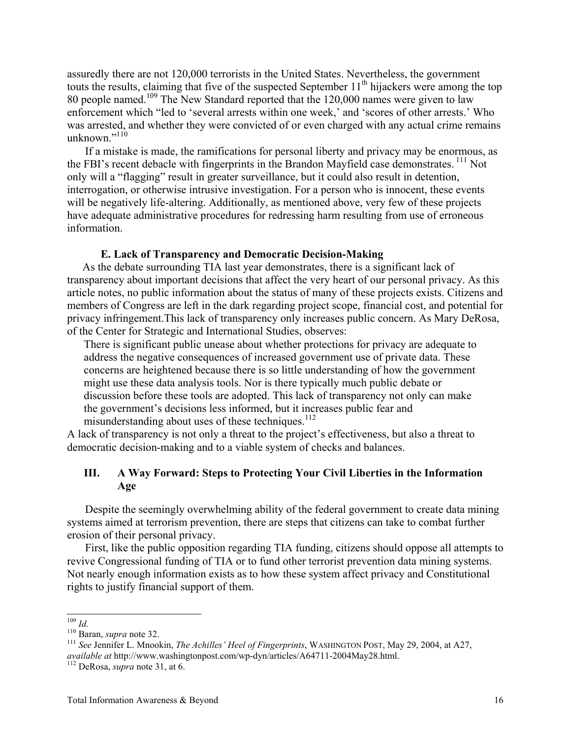assuredly there are not 120,000 terrorists in the United States. Nevertheless, the government touts the results, claiming that five of the suspected September 11th hijackers were among the top 80 people named.[109] The New Standard reported that the 120,000 names were given to law enforcement which "led to 'several arrests within one week,' and 'scores of other arrests.' Who was arrested, and whether they were convicted of or even charged with any actual crime remains unknown."[110]

If a mistake is made, the ramifications for personal liberty and privacy may be enormous, as the FBI's recent debacle with fingerprints in the Brandon Mayfield case demonstrates.[111] Not only will a "flagging" result in greater surveillance, but it could also result in detention, interrogation, or otherwise intrusive investigation. For a person who is innocent, these events will be negatively life-altering. Additionally, as mentioned above, very few of these projects have adequate administrative procedures for redressing harm resulting from use of erroneous information.

### E. Lack of Transparency and Democratic Decision-Making

As the debate surrounding TIA last year demonstrates, there is a significant lack of transparency about important decisions that affect the very heart of our personal privacy. As this article notes, no public information about the status of many of these projects exists. Citizens and members of Congress are left in the dark regarding project scope, financial cost, and potential for privacy infringement.This lack of transparency only increases public concern. As Mary DeRosa, of the Center for Strategic and International Studies, observes:

> There is significant public unease about whether protections for privacy are adequate to address the negative consequences of increased government use of private data. These concerns are heightened because there is so little understanding of how the government might use these data analysis tools. Nor is there typically much public debate or discussion before these tools are adopted. This lack of transparency not only can make the government's decisions less informed, but it increases public fear and misunderstanding about uses of these techniques.[112]

A lack of transparency is not only a threat to the project's effectiveness, but also a threat to democratic decision-making and to a viable system of checks and balances.

## III. A Way Forward: Steps to Protecting Your Civil Liberties in the Information Age

Despite the seemingly overwhelming ability of the federal government to create data mining systems aimed at terrorism prevention, there are steps that citizens can take to combat further erosion of their personal privacy.

First, like the public opposition regarding TIA funding, citizens should oppose all attempts to revive Congressional funding of TIA or to fund other terrorist prevention data mining systems. Not nearly enough information exists as to how these system affect privacy and Constitutional rights to justify financial support of them.

---

[109] *Id.*

[110] Baran, *supra* note 32.

[111] *See* Jennifer L. Mnookin, *The Achilles' Heel of Fingerprints*, WASHINGTON POST, May 29, 2004, at A27, *available at* http://www.washingtonpost.com/wp-dyn/articles/A64711-2004May28.html.

[112] DeRosa, *supra* note 31, at 6.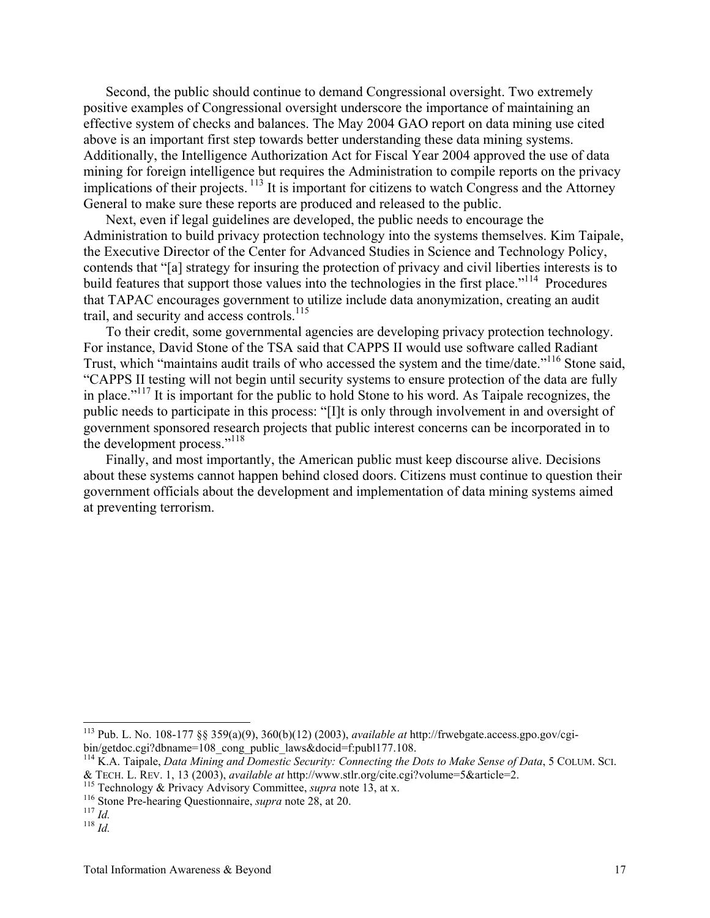Second, the public should continue to demand Congressional oversight. Two extremely positive examples of Congressional oversight underscore the importance of maintaining an effective system of checks and balances. The May 2004 GAO report on data mining use cited above is an important first step towards better understanding these data mining systems. Additionally, the Intelligence Authorization Act for Fiscal Year 2004 approved the use of data mining for foreign intelligence but requires the Administration to compile reports on the privacy implications of their projects.[113] It is important for citizens to watch Congress and the Attorney General to make sure these reports are produced and released to the public.

Next, even if legal guidelines are developed, the public needs to encourage the Administration to build privacy protection technology into the systems themselves. Kim Taipale, the Executive Director of the Center for Advanced Studies in Science and Technology Policy, contends that "[a] strategy for insuring the protection of privacy and civil liberties interests is to build features that support those values into the technologies in the first place."[114] Procedures that TAPAC encourages government to utilize include data anonymization, creating an audit trail, and security and access controls.[115]

To their credit, some governmental agencies are developing privacy protection technology. For instance, David Stone of the TSA said that CAPPS II would use software called Radiant Trust, which "maintains audit trails of who accessed the system and the time/date."[116] Stone said, "CAPPS II testing will not begin until security systems to ensure protection of the data are fully in place."[117] It is important for the public to hold Stone to his word. As Taipale recognizes, the public needs to participate in this process: "[I]t is only through involvement in and oversight of government sponsored research projects that public interest concerns can be incorporated in to the development process."[118]

Finally, and most importantly, the American public must keep discourse alive. Decisions about these systems cannot happen behind closed doors. Citizens must continue to question their government officials about the development and implementation of data mining systems aimed at preventing terrorism.

---

[113] Pub. L. No. 108-177 §§ 359(a)(9), 360(b)(12) (2003), *available at* http://frwebgate.access.gpo.gov/cgi-bin/getdoc.cgi?dbname=108_cong_public_laws&docid=f:publ177.108.

[114] K.A. Taipale, *Data Mining and Domestic Security: Connecting the Dots to Make Sense of Data*, 5 COLUM. SCI. & TECH. L. REV. 1, 13 (2003), *available at* http://www.stlr.org/cite.cgi?volume=5&article=2.

[115] Technology & Privacy Advisory Committee, *supra* note 13, at x.

[116] Stone Pre-hearing Questionnaire, *supra* note 28, at 20.

[117] *Id.*

[118] *Id.*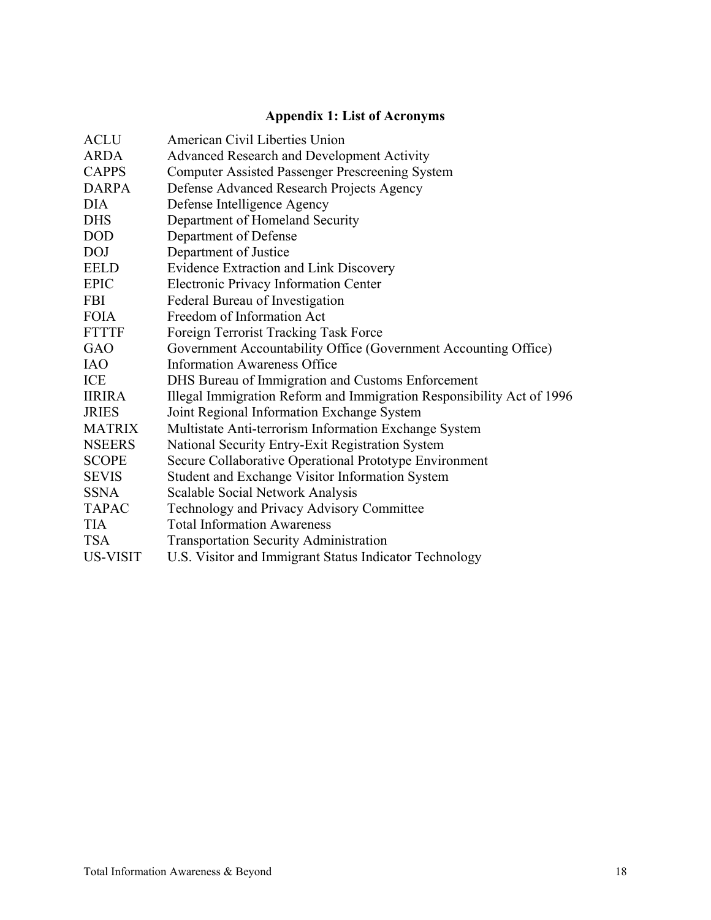## Appendix 1: List of Acronyms

| | |
|---|---|
| ACLU | American Civil Liberties Union |
| ARDA | Advanced Research and Development Activity |
| CAPPS | Computer Assisted Passenger Prescreening System |
| DARPA | Defense Advanced Research Projects Agency |
| DIA | Defense Intelligence Agency |
| DHS | Department of Homeland Security |
| DOD | Department of Defense |
| DOJ | Department of Justice |
| EELD | Evidence Extraction and Link Discovery |
| EPIC | Electronic Privacy Information Center |
| FBI | Federal Bureau of Investigation |
| FOIA | Freedom of Information Act |
| FTTTF | Foreign Terrorist Tracking Task Force |
| GAO | Government Accountability Office (Government Accounting Office) |
| IAO | Information Awareness Office |
| ICE | DHS Bureau of Immigration and Customs Enforcement |
| IIRIRA | Illegal Immigration Reform and Immigration Responsibility Act of 1996 |
| JRIES | Joint Regional Information Exchange System |
| MATRIX | Multistate Anti-terrorism Information Exchange System |
| NSEERS | National Security Entry-Exit Registration System |
| SCOPE | Secure Collaborative Operational Prototype Environment |
| SEVIS | Student and Exchange Visitor Information System |
| SSNA | Scalable Social Network Analysis |
| TAPAC | Technology and Privacy Advisory Committee |
| TIA | Total Information Awareness |
| TSA | Transportation Security Administration |
| US-VISIT | U.S. Visitor and Immigrant Status Indicator Technology |